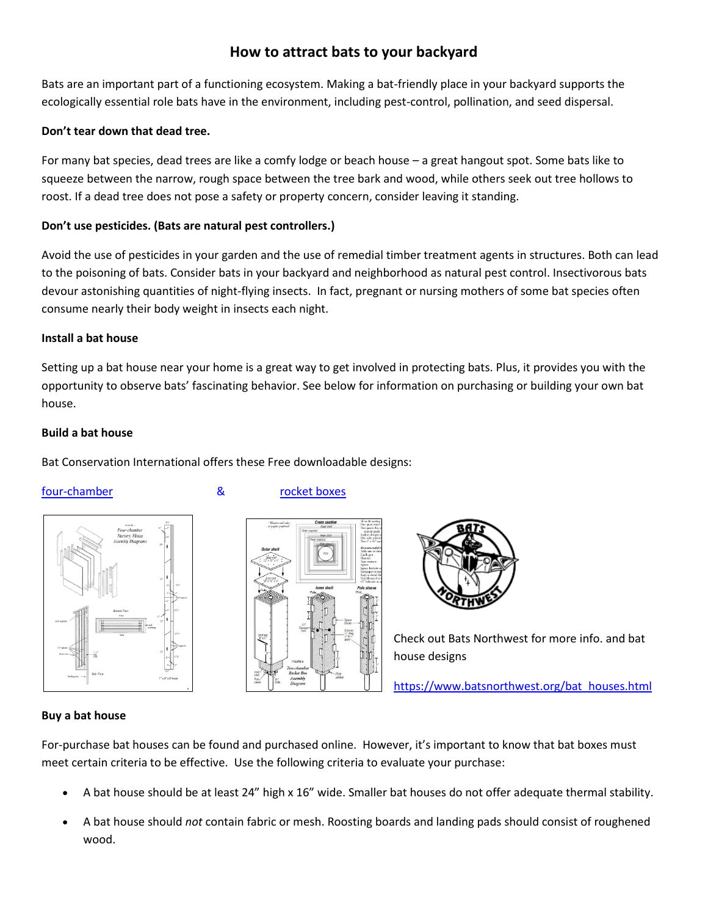# How to attract bats to your backyard

Bats are an important part of a functioning ecosystem. Making a bat-friendly place in your backyard supports the ecologically essential role bats have in the environment, including pest-control, pollination, and seed dispersal.

**Don't tear down that dead tree.**

For many bat species, dead trees are like a comfy lodge or beach house – a great hangout spot. Some bats like to squeeze between the narrow, rough space between the tree bark and wood, while others seek out tree hollows to roost. If a dead tree does not pose a safety or property concern, consider leaving it standing.

**Don't use pesticides. (Bats are natural pest controllers.)**

Avoid the use of pesticides in your garden and the use of remedial timber treatment agents in structures. Both can lead to the poisoning of bats. Consider bats in your backyard and neighborhood as natural pest control. Insectivorous bats devour astonishing quantities of night-flying insects. In fact, pregnant or nursing mothers of some bat species often consume nearly their body weight in insects each night.

**Install a bat house**

Setting up a bat house near your home is a great way to get involved in protecting bats. Plus, it provides you with the opportunity to observe bats' fascinating behavior. See below for information on purchasing or building your own bat house.

**Build a bat house**

Bat Conservation International offers these Free downloadable designs:

four-chamber & rocket boxes

Check out Bats Northwest for more info. and bat house designs

https://www.batsnorthwest.org/bat_houses.html

**Buy a bat house**

For-purchase bat houses can be found and purchased online. However, it's important to know that bat boxes must meet certain criteria to be effective. Use the following criteria to evaluate your purchase:

- A bat house should be at least 24" high x 16" wide. Smaller bat houses do not offer adequate thermal stability.
- A bat house should *not* contain fabric or mesh. Roosting boards and landing pads should consist of roughened wood.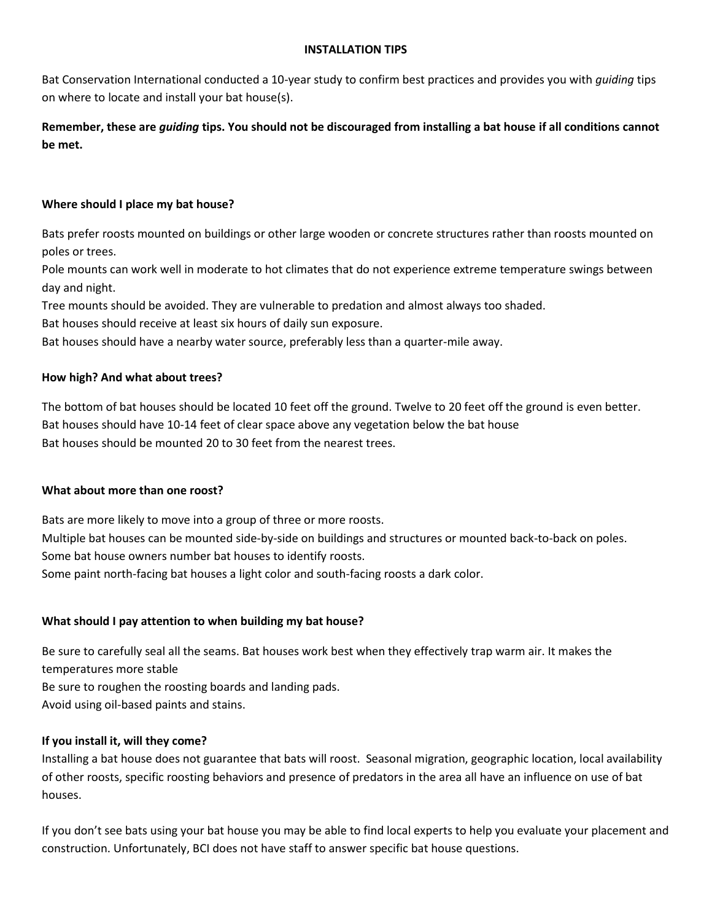# INSTALLATION TIPS

Bat Conservation International conducted a 10-year study to confirm best practices and provides you with *guiding* tips on where to locate and install your bat house(s).

**Remember, these are *guiding* tips. You should not be discouraged from installing a bat house if all conditions cannot be met.**

### Where should I place my bat house?

Bats prefer roosts mounted on buildings or other large wooden or concrete structures rather than roosts mounted on poles or trees.

Pole mounts can work well in moderate to hot climates that do not experience extreme temperature swings between day and night.

Tree mounts should be avoided. They are vulnerable to predation and almost always too shaded.

Bat houses should receive at least six hours of daily sun exposure.

Bat houses should have a nearby water source, preferably less than a quarter-mile away.

### How high? And what about trees?

The bottom of bat houses should be located 10 feet off the ground. Twelve to 20 feet off the ground is even better.

Bat houses should have 10-14 feet of clear space above any vegetation below the bat house

Bat houses should be mounted 20 to 30 feet from the nearest trees.

### What about more than one roost?

Bats are more likely to move into a group of three or more roosts.

Multiple bat houses can be mounted side-by-side on buildings and structures or mounted back-to-back on poles.

Some bat house owners number bat houses to identify roosts.

Some paint north-facing bat houses a light color and south-facing roosts a dark color.

### What should I pay attention to when building my bat house?

Be sure to carefully seal all the seams. Bat houses work best when they effectively trap warm air. It makes the temperatures more stable

Be sure to roughen the roosting boards and landing pads.

Avoid using oil-based paints and stains.

### If you install it, will they come?

Installing a bat house does not guarantee that bats will roost. Seasonal migration, geographic location, local availability of other roosts, specific roosting behaviors and presence of predators in the area all have an influence on use of bat houses.

If you don't see bats using your bat house you may be able to find local experts to help you evaluate your placement and construction. Unfortunately, BCI does not have staff to answer specific bat house questions.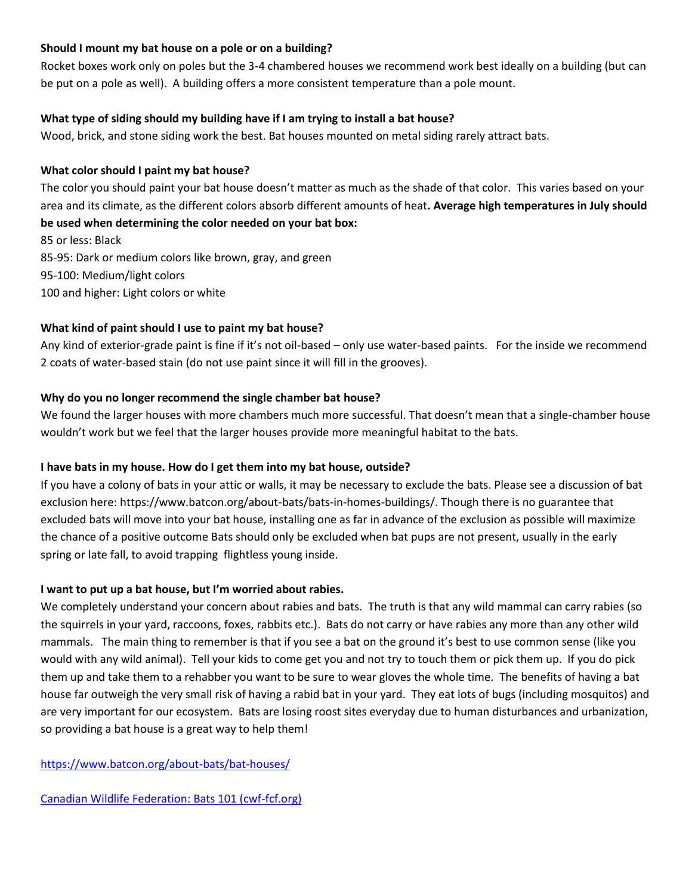**Should I mount my bat house on a pole or on a building?**

Rocket boxes work only on poles but the 3-4 chambered houses we recommend work best ideally on a building (but can be put on a pole as well). A building offers a more consistent temperature than a pole mount.

**What type of siding should my building have if I am trying to install a bat house?**

Wood, brick, and stone siding work the best. Bat houses mounted on metal siding rarely attract bats.

**What color should I paint my bat house?**

The color you should paint your bat house doesn't matter as much as the shade of that color. This varies based on your area and its climate, as the different colors absorb different amounts of heat**. Average high temperatures in July should be used when determining the color needed on your bat box:**

85 or less: Black
85-95: Dark or medium colors like brown, gray, and green
95-100: Medium/light colors
100 and higher: Light colors or white

**What kind of paint should I use to paint my bat house?**

Any kind of exterior-grade paint is fine if it's not oil-based – only use water-based paints. For the inside we recommend 2 coats of water-based stain (do not use paint since it will fill in the grooves).

**Why do you no longer recommend the single chamber bat house?**

We found the larger houses with more chambers much more successful. That doesn't mean that a single-chamber house wouldn't work but we feel that the larger houses provide more meaningful habitat to the bats.

**I have bats in my house. How do I get them into my bat house, outside?**

If you have a colony of bats in your attic or walls, it may be necessary to exclude the bats. Please see a discussion of bat exclusion here: https://www.batcon.org/about-bats/bats-in-homes-buildings/. Though there is no guarantee that excluded bats will move into your bat house, installing one as far in advance of the exclusion as possible will maximize the chance of a positive outcome Bats should only be excluded when bat pups are not present, usually in the early spring or late fall, to avoid trapping flightless young inside.

**I want to put up a bat house, but I'm worried about rabies.**

We completely understand your concern about rabies and bats. The truth is that any wild mammal can carry rabies (so the squirrels in your yard, raccoons, foxes, rabbits etc.). Bats do not carry or have rabies any more than any other wild mammals. The main thing to remember is that if you see a bat on the ground it's best to use common sense (like you would with any wild animal). Tell your kids to come get you and not try to touch them or pick them up. If you do pick them up and take them to a rehabber you want to be sure to wear gloves the whole time. The benefits of having a bat house far outweigh the very small risk of having a rabid bat in your yard. They eat lots of bugs (including mosquitos) and are very important for our ecosystem. Bats are losing roost sites everyday due to human disturbances and urbanization, so providing a bat house is a great way to help them!

https://www.batcon.org/about-bats/bat-houses/

Canadian Wildlife Federation: Bats 101 (cwf-fcf.org)